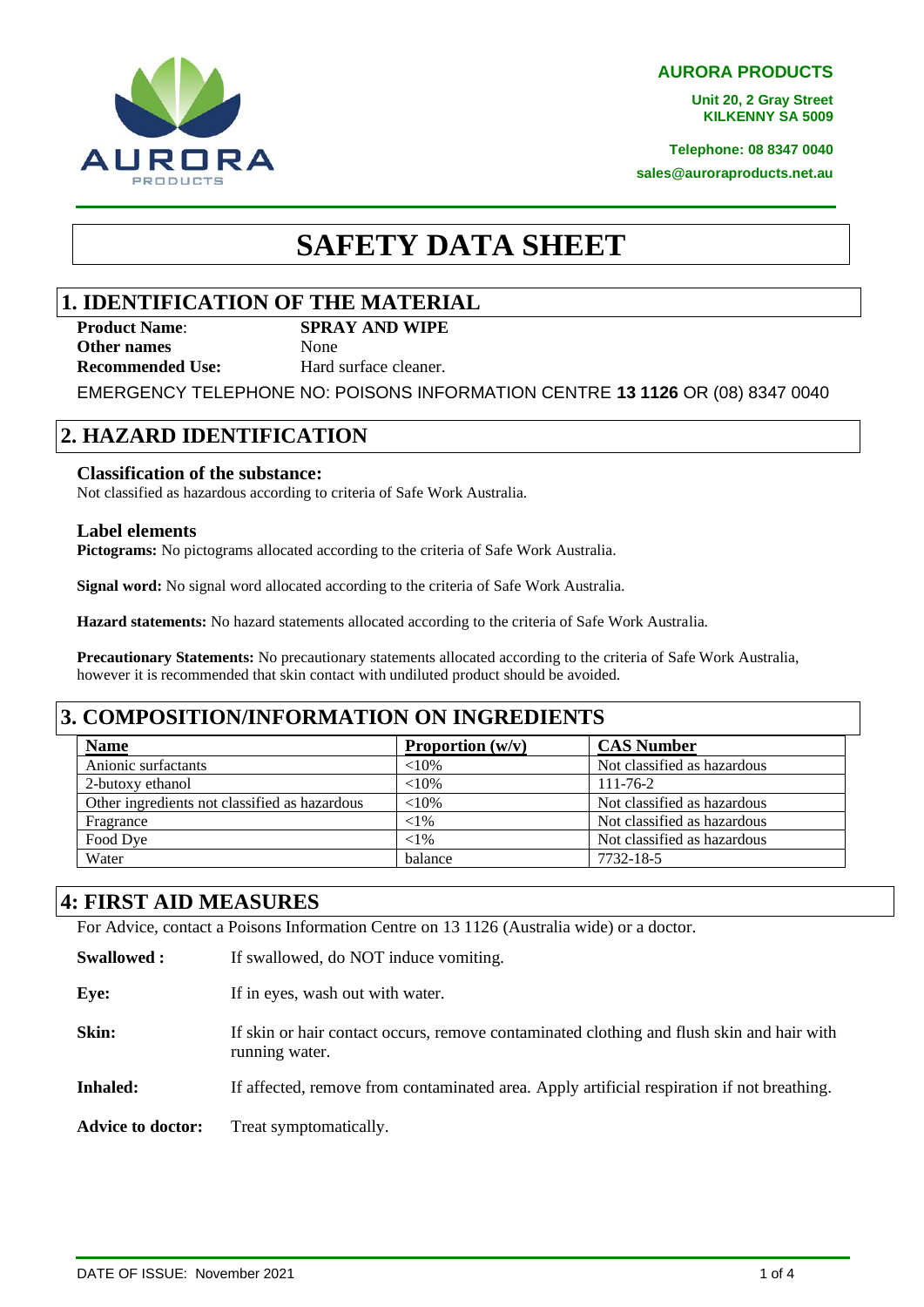**AURORA PRODUCTS**

**Unit 20, 2 Gray Street**
**KILKENNY SA 5009**

**Telephone: 08 8347 0040**
**sales@auroraproducts.net.au**

# SAFETY DATA SHEET

## 1. IDENTIFICATION OF THE MATERIAL

| | |
|---|---|
| **Product Name**: | **SPRAY AND WIPE** |
| **Other names** | None |
| **Recommended Use:** | Hard surface cleaner. |

EMERGENCY TELEPHONE NO: POISONS INFORMATION CENTRE **13 1126** OR (08) 8347 0040

## 2. HAZARD IDENTIFICATION

### Classification of the substance:

Not classified as hazardous according to criteria of Safe Work Australia.

### Label elements

**Pictograms:** No pictograms allocated according to the criteria of Safe Work Australia.

**Signal word:** No signal word allocated according to the criteria of Safe Work Australia.

**Hazard statements:** No hazard statements allocated according to the criteria of Safe Work Australia.

**Precautionary Statements:** No precautionary statements allocated according to the criteria of Safe Work Australia, however it is recommended that skin contact with undiluted product should be avoided.

## 3. COMPOSITION/INFORMATION ON INGREDIENTS

| Name | Proportion (w/v) | CAS Number |
|---|---|---|
| Anionic surfactants | <10% | Not classified as hazardous |
| 2-butoxy ethanol | <10% | 111-76-2 |
| Other ingredients not classified as hazardous | <10% | Not classified as hazardous |
| Fragrance | <1% | Not classified as hazardous |
| Food Dye | <1% | Not classified as hazardous |
| Water | balance | 7732-18-5 |

## 4: FIRST AID MEASURES

For Advice, contact a Poisons Information Centre on 13 1126 (Australia wide) or a doctor.

| | |
|---|---|
| **Swallowed :** | If swallowed, do NOT induce vomiting. |
| **Eye:** | If in eyes, wash out with water. |
| **Skin:** | If skin or hair contact occurs, remove contaminated clothing and flush skin and hair with running water. |
| **Inhaled:** | If affected, remove from contaminated area. Apply artificial respiration if not breathing. |
| **Advice to doctor:** | Treat symptomatically. |

DATE OF ISSUE: November 2021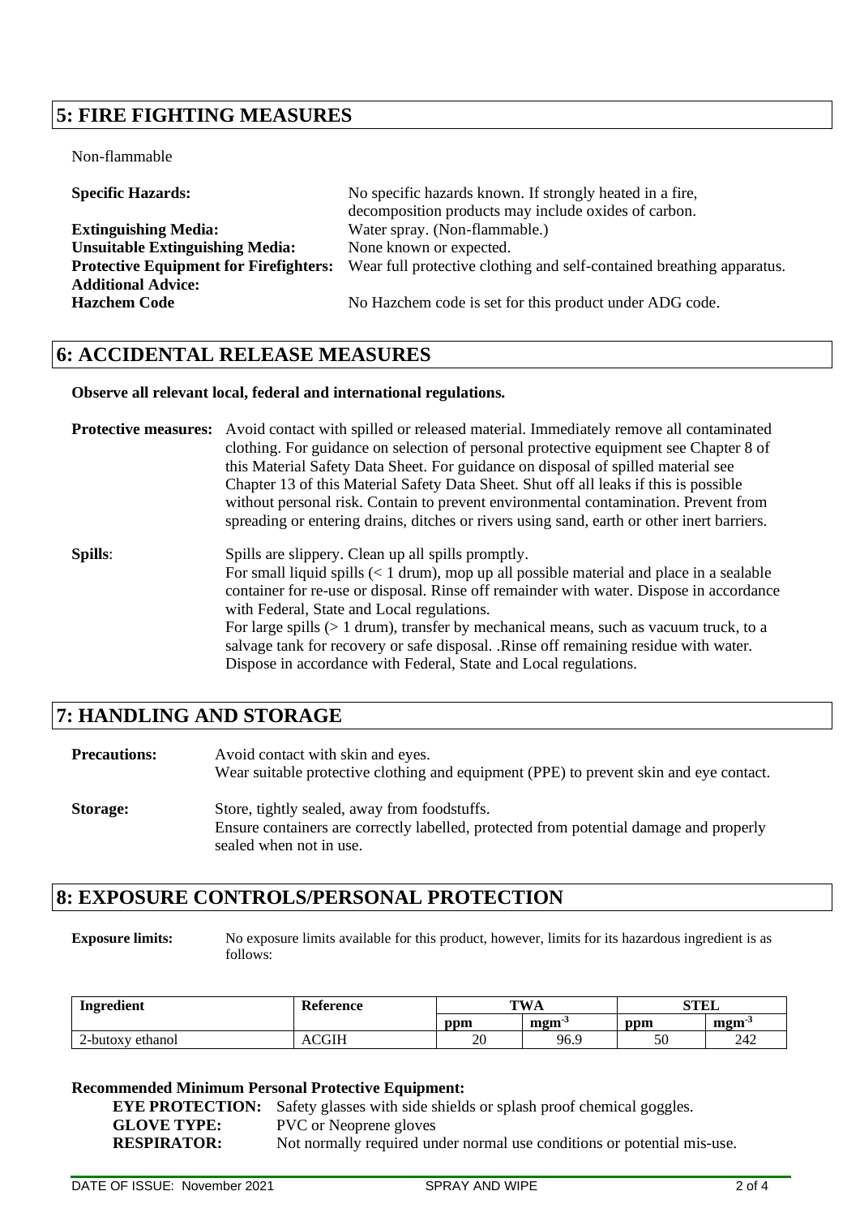## 5: FIRE FIGHTING MEASURES

Non-flammable

| | |
|---|---|
| **Specific Hazards:** | No specific hazards known. If strongly heated in a fire, decomposition products may include oxides of carbon. |
| **Extinguishing Media:** | Water spray. (Non-flammable.) |
| **Unsuitable Extinguishing Media:** | None known or expected. |
| **Protective Equipment for Firefighters:** | Wear full protective clothing and self-contained breathing apparatus. |
| **Additional Advice:** | |
| **Hazchem Code** | No Hazchem code is set for this product under ADG code. |

## 6: ACCIDENTAL RELEASE MEASURES

**Observe all relevant local, federal and international regulations.**

**Protective measures:** Avoid contact with spilled or released material. Immediately remove all contaminated clothing. For guidance on selection of personal protective equipment see Chapter 8 of this Material Safety Data Sheet. For guidance on disposal of spilled material see Chapter 13 of this Material Safety Data Sheet. Shut off all leaks if this is possible without personal risk. Contain to prevent environmental contamination. Prevent from spreading or entering drains, ditches or rivers using sand, earth or other inert barriers.

**Spills**: Spills are slippery. Clean up all spills promptly.
For small liquid spills (< 1 drum), mop up all possible material and place in a sealable container for re-use or disposal. Rinse off remainder with water. Dispose in accordance with Federal, State and Local regulations.
For large spills (> 1 drum), transfer by mechanical means, such as vacuum truck, to a salvage tank for recovery or safe disposal. .Rinse off remaining residue with water. Dispose in accordance with Federal, State and Local regulations.

## 7: HANDLING AND STORAGE

**Precautions:** Avoid contact with skin and eyes.
Wear suitable protective clothing and equipment (PPE) to prevent skin and eye contact.

**Storage:** Store, tightly sealed, away from foodstuffs.
Ensure containers are correctly labelled, protected from potential damage and properly sealed when not in use.

## 8: EXPOSURE CONTROLS/PERSONAL PROTECTION

**Exposure limits:** No exposure limits available for this product, however, limits for its hazardous ingredient is as follows:

| Ingredient | Reference | TWA | | STEL | |
|---|---|---|---|---|---|
| | | ppm | $mgm^{-3}$ | ppm | $mgm^{-3}$ |
| 2-butoxy ethanol | ACGIH | 20 | 96.9 | 50 | 242 |

**Recommended Minimum Personal Protective Equipment:**

**EYE PROTECTION:** Safety glasses with side shields or splash proof chemical goggles.
**GLOVE TYPE:** PVC or Neoprene gloves
**RESPIRATOR:** Not normally required under normal use conditions or potential mis-use.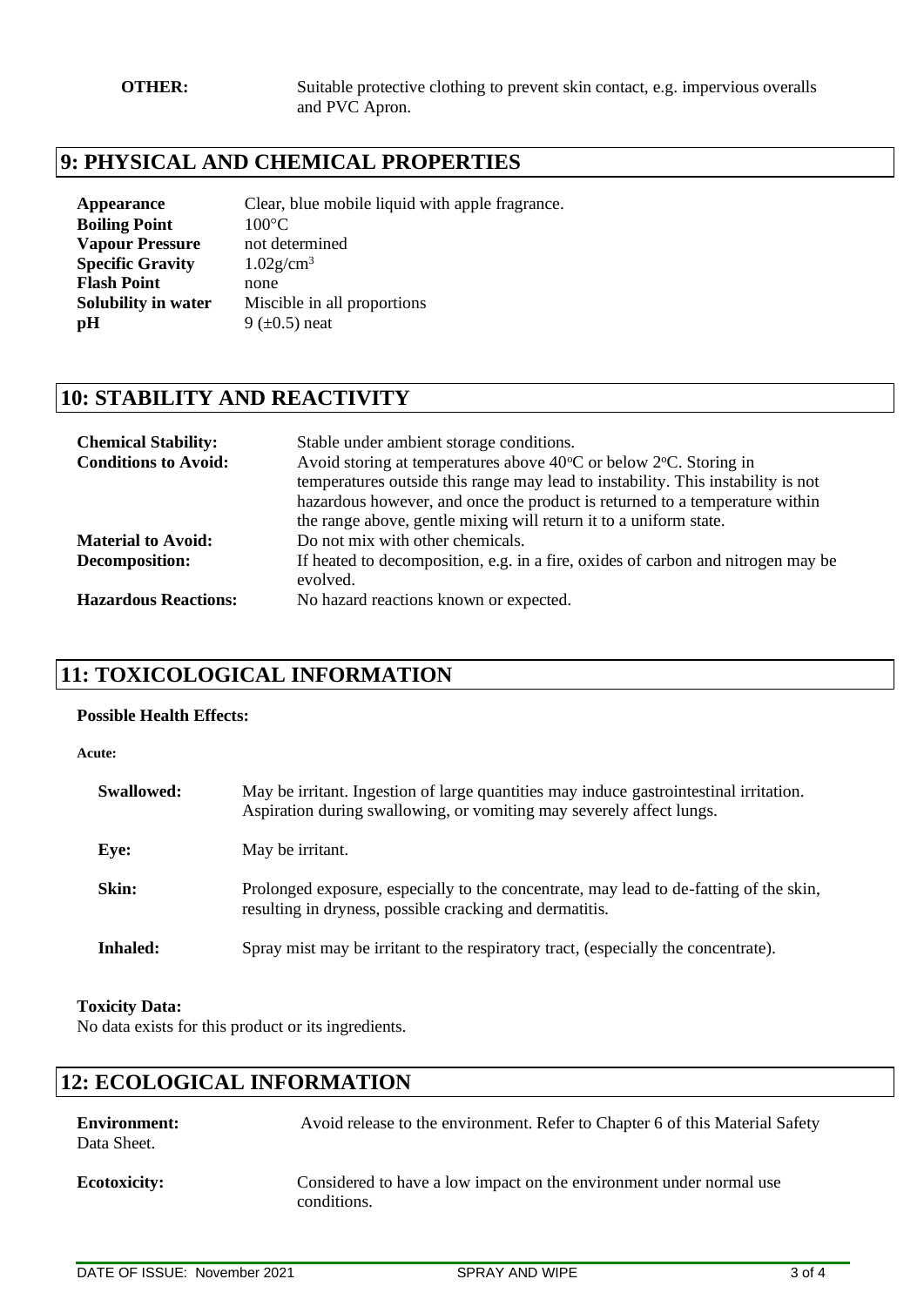**OTHER:** Suitable protective clothing to prevent skin contact, e.g. impervious overalls and PVC Apron.

## 9: PHYSICAL AND CHEMICAL PROPERTIES

| | |
|---|---|
| **Appearance** | Clear, blue mobile liquid with apple fragrance. |
| **Boiling Point** | 100°C |
| **Vapour Pressure** | not determined |
| **Specific Gravity** | $1.02 g/cm^3$ |
| **Flash Point** | none |
| **Solubility in water** | Miscible in all proportions |
| **pH** | 9 (±0.5) neat |

## 10: STABILITY AND REACTIVITY

| | |
|---|---|
| **Chemical Stability:** | Stable under ambient storage conditions. |
| **Conditions to Avoid:** | Avoid storing at temperatures above 40°C or below 2°C. Storing in temperatures outside this range may lead to instability. This instability is not hazardous however, and once the product is returned to a temperature within the range above, gentle mixing will return it to a uniform state. |
| **Material to Avoid:** | Do not mix with other chemicals. |
| **Decomposition:** | If heated to decomposition, e.g. in a fire, oxides of carbon and nitrogen may be evolved. |
| **Hazardous Reactions:** | No hazard reactions known or expected. |

## 11: TOXICOLOGICAL INFORMATION

**Possible Health Effects:**

**Acute:**

| | |
|---|---|
| **Swallowed:** | May be irritant. Ingestion of large quantities may induce gastrointestinal irritation. Aspiration during swallowing, or vomiting may severely affect lungs. |
| **Eye:** | May be irritant. |
| **Skin:** | Prolonged exposure, especially to the concentrate, may lead to de-fatting of the skin, resulting in dryness, possible cracking and dermatitis. |
| **Inhaled:** | Spray mist may be irritant to the respiratory tract, (especially the concentrate). |

**Toxicity Data:**
No data exists for this product or its ingredients.

## 12: ECOLOGICAL INFORMATION

| | |
|---|---|
| **Environment:** | Avoid release to the environment. Refer to Chapter 6 of this Material Safety Data Sheet. |
| **Ecotoxicity:** | Considered to have a low impact on the environment under normal use conditions. |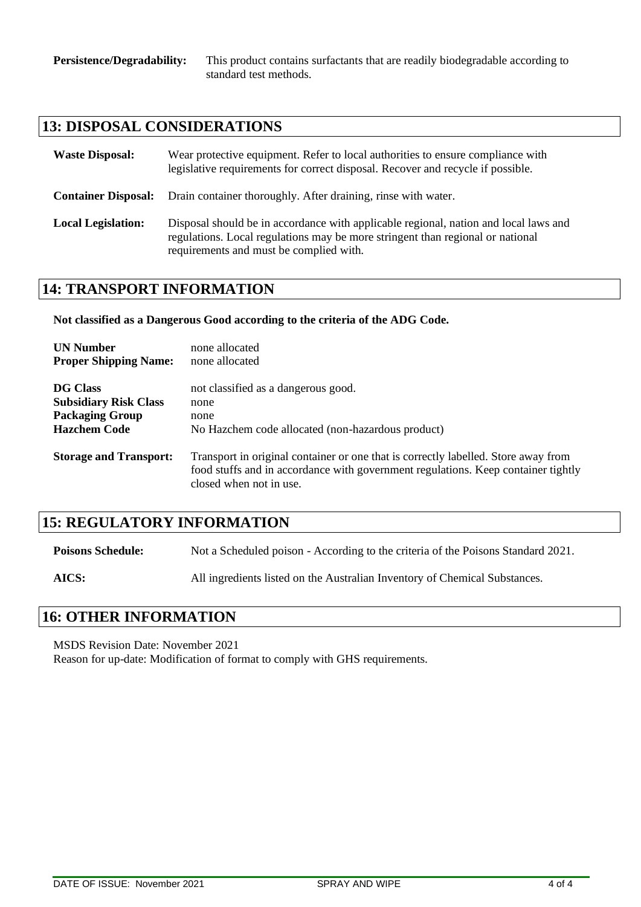**Persistence/Degradability:** This product contains surfactants that are readily biodegradable according to standard test methods.

## 13: DISPOSAL CONSIDERATIONS

**Waste Disposal:** Wear protective equipment. Refer to local authorities to ensure compliance with legislative requirements for correct disposal. Recover and recycle if possible.

**Container Disposal:** Drain container thoroughly. After draining, rinse with water.

**Local Legislation:** Disposal should be in accordance with applicable regional, nation and local laws and regulations. Local regulations may be more stringent than regional or national requirements and must be complied with.

## 14: TRANSPORT INFORMATION

**Not classified as a Dangerous Good according to the criteria of the ADG Code.**

**UN Number** none allocated
**Proper Shipping Name:** none allocated

**DG Class** not classified as a dangerous good.
**Subsidiary Risk Class** none
**Packaging Group** none
**Hazchem Code** No Hazchem code allocated (non-hazardous product)

**Storage and Transport:** Transport in original container or one that is correctly labelled. Store away from food stuffs and in accordance with government regulations. Keep container tightly closed when not in use.

## 15: REGULATORY INFORMATION

**Poisons Schedule:** Not a Scheduled poison - According to the criteria of the Poisons Standard 2021.

**AICS:** All ingredients listed on the Australian Inventory of Chemical Substances.

## 16: OTHER INFORMATION

MSDS Revision Date: November 2021
Reason for up-date: Modification of format to comply with GHS requirements.